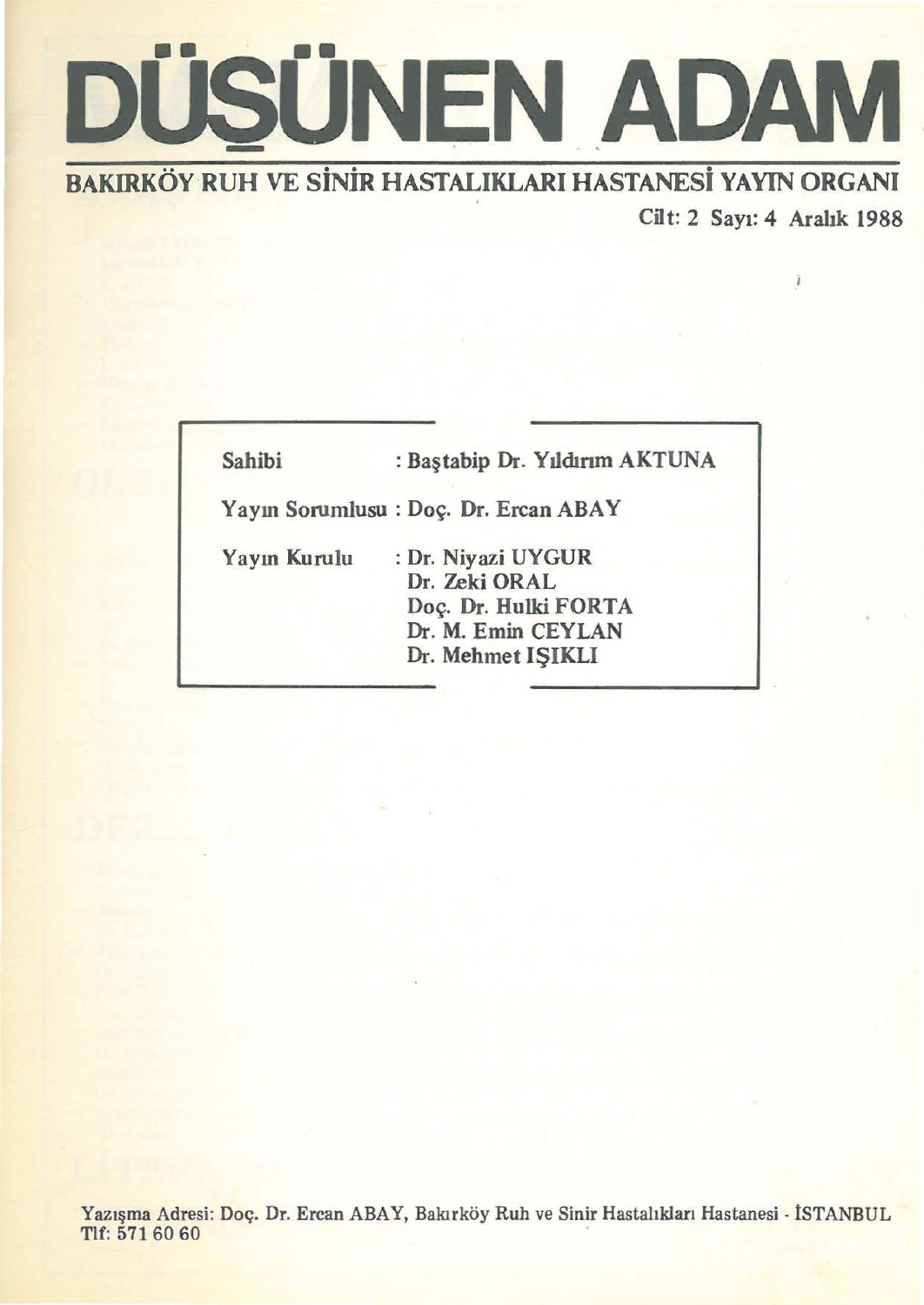# DÜŞÜNEN ADAM

## BAKIRKÖY RUH VE SİNİR HASTALIKLARI HASTANESİ YAYIN ORGANI

Cilt: 2 Sayı: 4 Aralık 1988

| | |
|---|---|
| Sahibi | : Baştabip Dr. Yıldırım AKTUNA |
| Yayın Sorumlusu | : Doç. Dr. Ercan ABAY |
| Yayın Kurulu | : Dr. Niyazi UYGUR<br>Dr. Zeki ORAL<br>Doç. Dr. Hulki FORTA<br>Dr. M. Emin CEYLAN<br>Dr. Mehmet IŞIKLI |

Yazışma Adresi: Doç. Dr. Ercan ABAY, Bakırköy Ruh ve Sinir Hastalıkları Hastanesi - İSTANBUL
Tlf: 571 60 60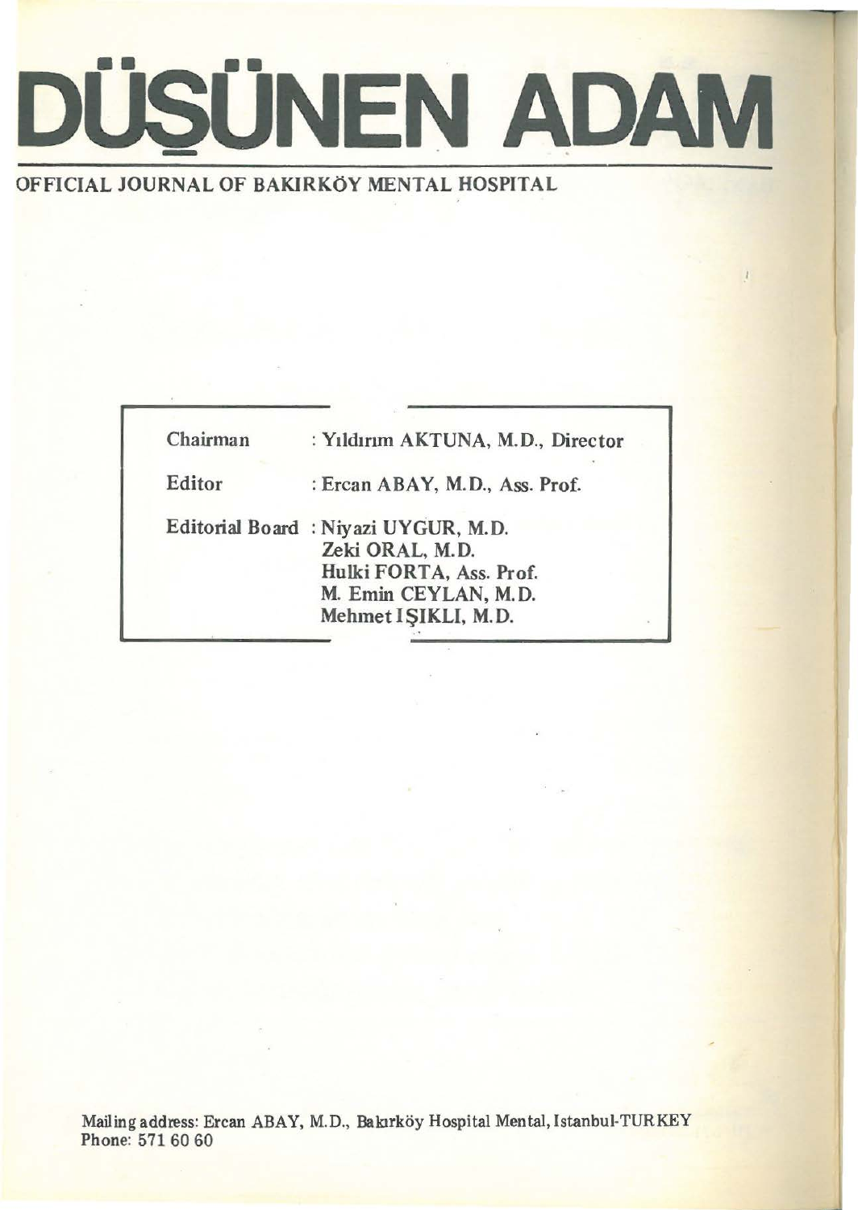# DÜŞÜNEN ADAM

OFFICIAL JOURNAL OF BAKIRKÖY MENTAL HOSPITAL

| | |
|---|---|
| Chairman | : Yıldırım AKTUNA, M.D., Director |
| Editor | : Ercan ABAY, M.D., Ass. Prof. |
| Editorial Board | : Niyazi UYGUR, M.D.<br>Zeki ORAL, M.D.<br>Hulki FORTA, Ass. Prof.<br>M. Emin CEYLAN, M.D.<br>Mehmet IŞIKLI, M.D. |

Mailing address: Ercan ABAY, M.D., Bakırköy Hospital Mental, Istanbul-TURKEY
Phone: 571 60 60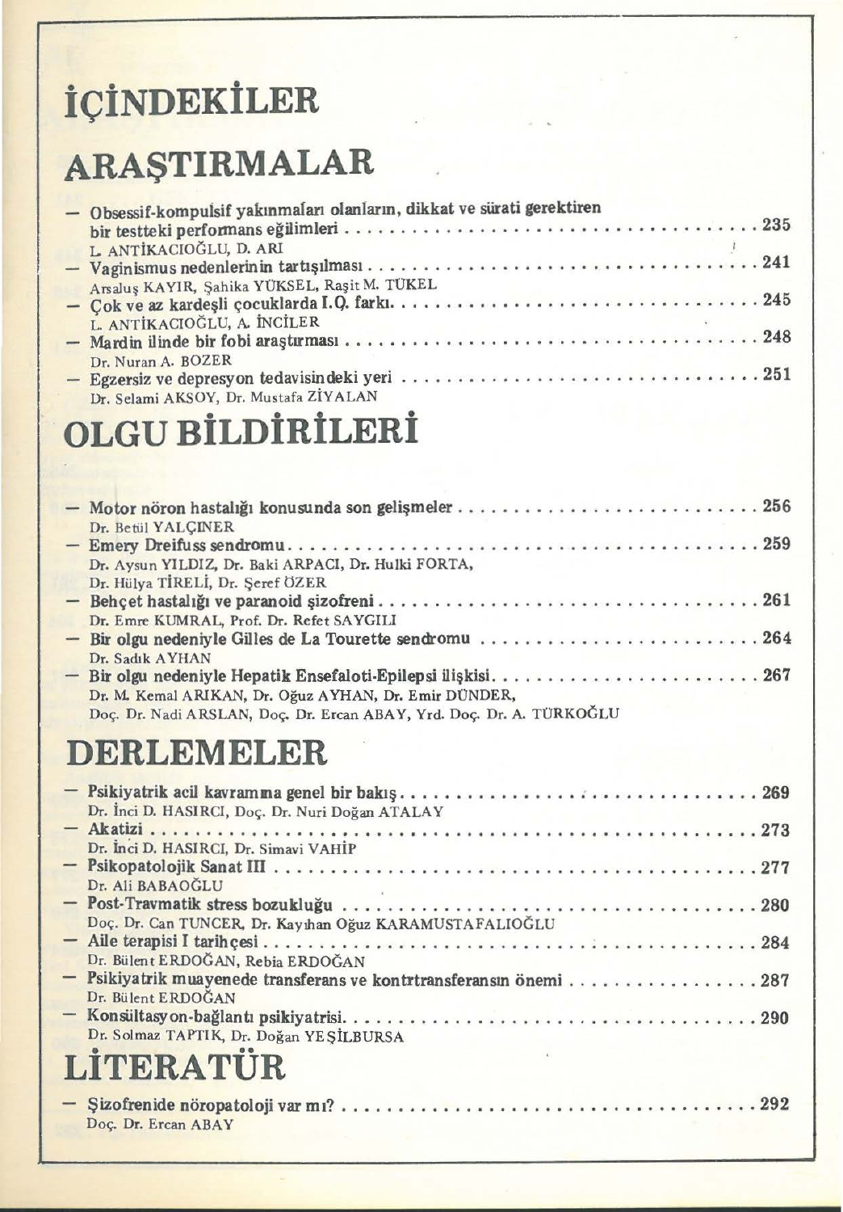# İÇİNDEKİLER

## ARAŞTIRMALAR

- Obsessif-kompulsif yakınmaları olanların, dikkat ve sürati gerektiren bir testteki performans eğilimleri . . . . . . . . . . 235
  L. ANTİKACIOĞLU, D. ARI
- Vaginismus nedenlerinin tartışılması . . . . . . . . . . 241
  Arsaluş KAYIR, Şahika YÜKSEL, Raşit M. TÜKEL
- Çok ve az kardeşli çocuklarda I.Q. farkı . . . . . . . . . . 245
  L. ANTİKACIOĞLU, A. İNCİLER
- Mardin ilinde bir fobi araştırması . . . . . . . . . . 248
  Dr. Nuran A. BOZER
- Egzersiz ve depresyon tedavisindeki yeri . . . . . . . . . . 251
  Dr. Selami AKSOY, Dr. Mustafa ZİYALAN

## OLGU BİLDİRİLERİ

- Motor nöron hastalığı konusunda son gelişmeler . . . . . . . . . . 256
  Dr. Betül YALÇINER
- Emery Dreifuss sendromu . . . . . . . . . . 259
  Dr. Aysun YILDIZ, Dr. Baki ARPACI, Dr. Hulki FORTA, Dr. Hülya TİRELİ, Dr. Şeref ÖZER
- Behçet hastalığı ve paranoid şizofreni . . . . . . . . . . 261
  Dr. Emre KUMRAL, Prof. Dr. Refet SAYGILI
- Bir olgu nedeniyle Gilles de La Tourette sendromu . . . . . . . . . . 264
  Dr. Sadık AYHAN
- Bir olgu nedeniyle Hepatik Ensefaloti-Epilepsi ilişkisi . . . . . . . . . . 267
  Dr. M. Kemal ARIKAN, Dr. Oğuz AYHAN, Dr. Emir DÜNDER, Doç. Dr. Nadi ARSLAN, Doç. Dr. Ercan ABAY, Yrd. Doç. Dr. A. TÜRKOĞLU

## DERLEMELER

- Psikiyatrik acil kavramına genel bir bakış . . . . . . . . . . 269
  Dr. İnci D. HASIRCI, Doç. Dr. Nuri Doğan ATALAY
- Akatizi . . . . . . . . . . 273
  Dr. İnci D. HASIRCI, Dr. Simavi VAHİP
- Psikopatolojik Sanat III . . . . . . . . . . 277
  Dr. Ali BABAOĞLU
- Post-Travmatik stress bozukluğu . . . . . . . . . . 280
  Doç. Dr. Can TUNCER, Dr. Kayıhan Oğuz KARAMUSTAFALIOĞLU
- Aile terapisi I tarihçesi . . . . . . . . . . 284
  Dr. Bülent ERDOĞAN, Rebia ERDOĞAN
- Psikiyatrik muayenede transferans ve kontrtransferansın önemi . . . . . . . . . . 287
  Dr. Bülent ERDOĞAN
- Konsültasyon-bağlantı psikiyatrisi . . . . . . . . . . 290
  Dr. Solmaz TAPTIK, Dr. Doğan YEŞİLBURSA

## LİTERATÜR

- Şizofrenide nöropatoloji var mı? . . . . . . . . . . 292
  Doç. Dr. Ercan ABAY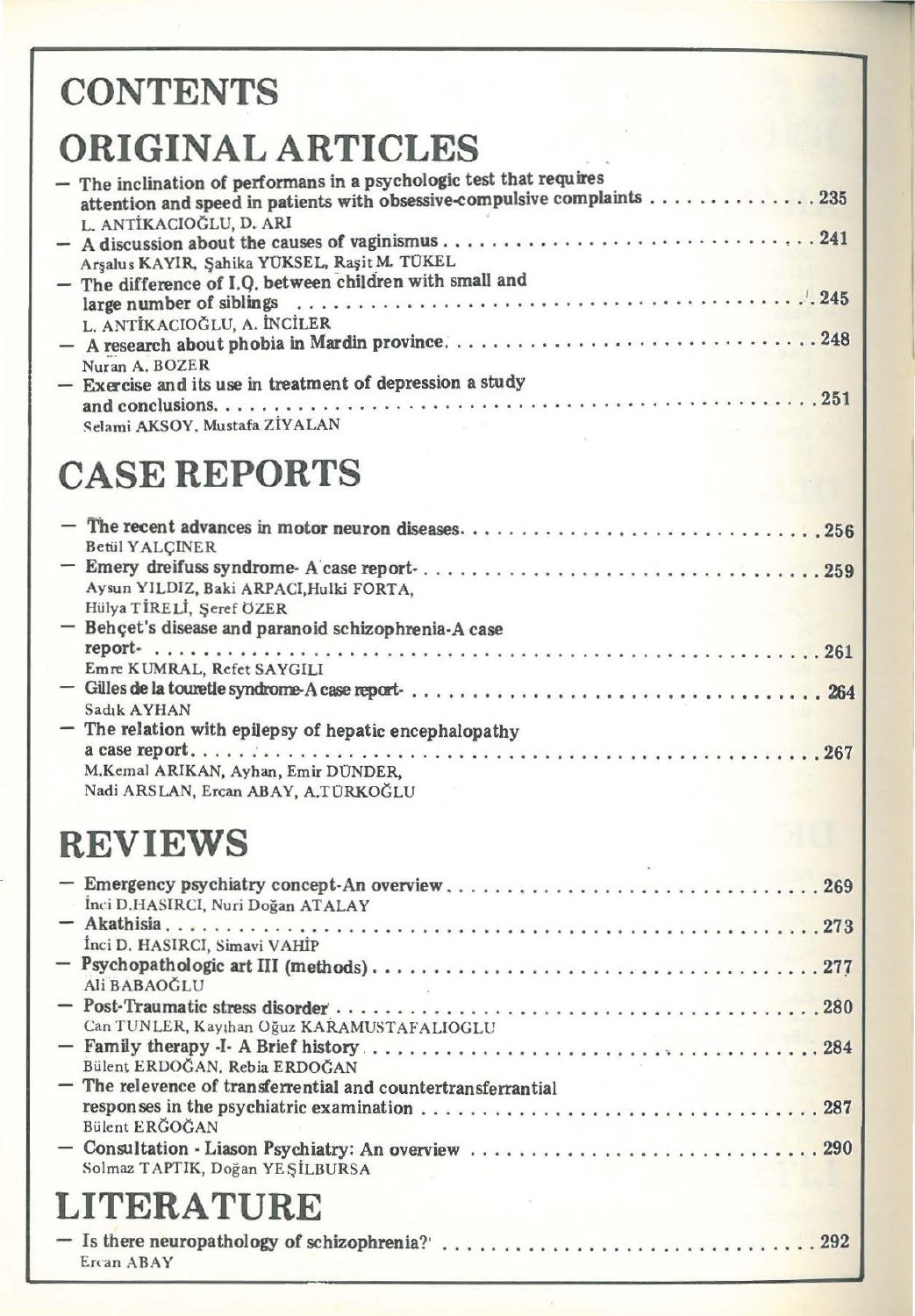# CONTENTS

## ORIGINAL ARTICLES

- The inclination of performans in a psychologic test that requires attention and speed in patients with obsessive-compulsive complaints . . . . . . . . . . . . . . 235
  L. ANTİKACIOĞLU, D. ARI
- A discussion about the causes of vaginismus . . . . . . . . . . . . . . . . . . . . . . . . . . . . 241
  Arşalus KAYIR, Şahika YÜKSEL, Raşit M. TÜKEL
- The difference of I.Q. between children with small and large number of siblings . . . . . . . . . . . . . . . . . . . . . . . . . . . . . . . . . . . . . . . . . 245
  L. ANTİKACIOĞLU, A. İNCİLER
- A research about phobia in Mardin province. . . . . . . . . . . . . . . . . . . . . . . . . . . . . 248
  Nuran A. BOZER
- Exercise and its use in treatment of depression a study and conclusions. . . . . . . . . . . . . . . . . . . . . . . . . . . . . . . . . . . . . . . . . . . . . 251
  Selami AKSOY, Mustafa ZİYALAN

## CASE REPORTS

- The recent advances in motor neuron diseases. . . . . . . . . . . . . . . . . . . . . . . . . . . . 256
  Betül YALÇINER
- Emery dreifuss syndrome- A case report- . . . . . . . . . . . . . . . . . . . . . . . . . . . . . . . 259
  Aysun YILDIZ, Baki ARPACI, Hulki FORTA, Hülya TİRELİ, Şeref ÖZER
- Behçet's disease and paranoid schizophrenia-A case report- . . . . . . . . . . . . . . . . . . . . . . . . . . . . . . . . . . . . . . . . . . . . . . . . 261
  Emre KUMRAL, Refet SAYGILI
- Gilles de la touretle syndrome-A case report- . . . . . . . . . . . . . . . . . . . . . . . . . . . 264
  Sadık AYHAN
- The relation with epilepsy of hepatic encephalopathy a case report. . . . . . . . . . . . . . . . . . . . . . . . . . . . . . . . . . . . . . . . . . . . . . . 267
  M.Kemal ARIKAN, Ayhan, Emir DÜNDER, Nadi ARSLAN, Ercan ABAY, A.TÜRKOĞLU

## REVIEWS

- Emergency psychiatry concept-An overview . . . . . . . . . . . . . . . . . . . . . . . . . . . . 269
  İnci D.HASIRCI, Nuri Doğan ATALAY
- Akathisia . . . . . . . . . . . . . . . . . . . . . . . . . . . . . . . . . . . . . . . . . . . . . . . . . . . 273
  İnci D. HASIRCI, Simavi VAHİP
- Psychopathologic art III (methods) . . . . . . . . . . . . . . . . . . . . . . . . . . . . . . . . . 277
  Ali BABAOĞLU
- Post-Traumatic stress disorder . . . . . . . . . . . . . . . . . . . . . . . . . . . . . . . . . . . . 280
  Can TUNLER, Kayıhan Oğuz KARAMUSTAFALIOGLU
- Family therapy -I- A Brief history . . . . . . . . . . . . . . . . . . . . . . . . . . . . . . . . . 284
  Bülent ERDOĞAN, Rebia ERDOĞAN
- The relevence of transferrential and countertransferrantial responses in the psychiatric examination . . . . . . . . . . . . . . . . . . . . . . . . . . . . . 287
  Bülent ERĞOĞAN
- Consultation - Liason Psychiatry: An overview . . . . . . . . . . . . . . . . . . . . . . . . . . 290
  Solmaz TAPTIK, Doğan YEŞİLBURSA

## LITERATURE

- Is there neuropathology of schizophrenia? . . . . . . . . . . . . . . . . . . . . . . . . . . . . . 292
  Ercan ABAY